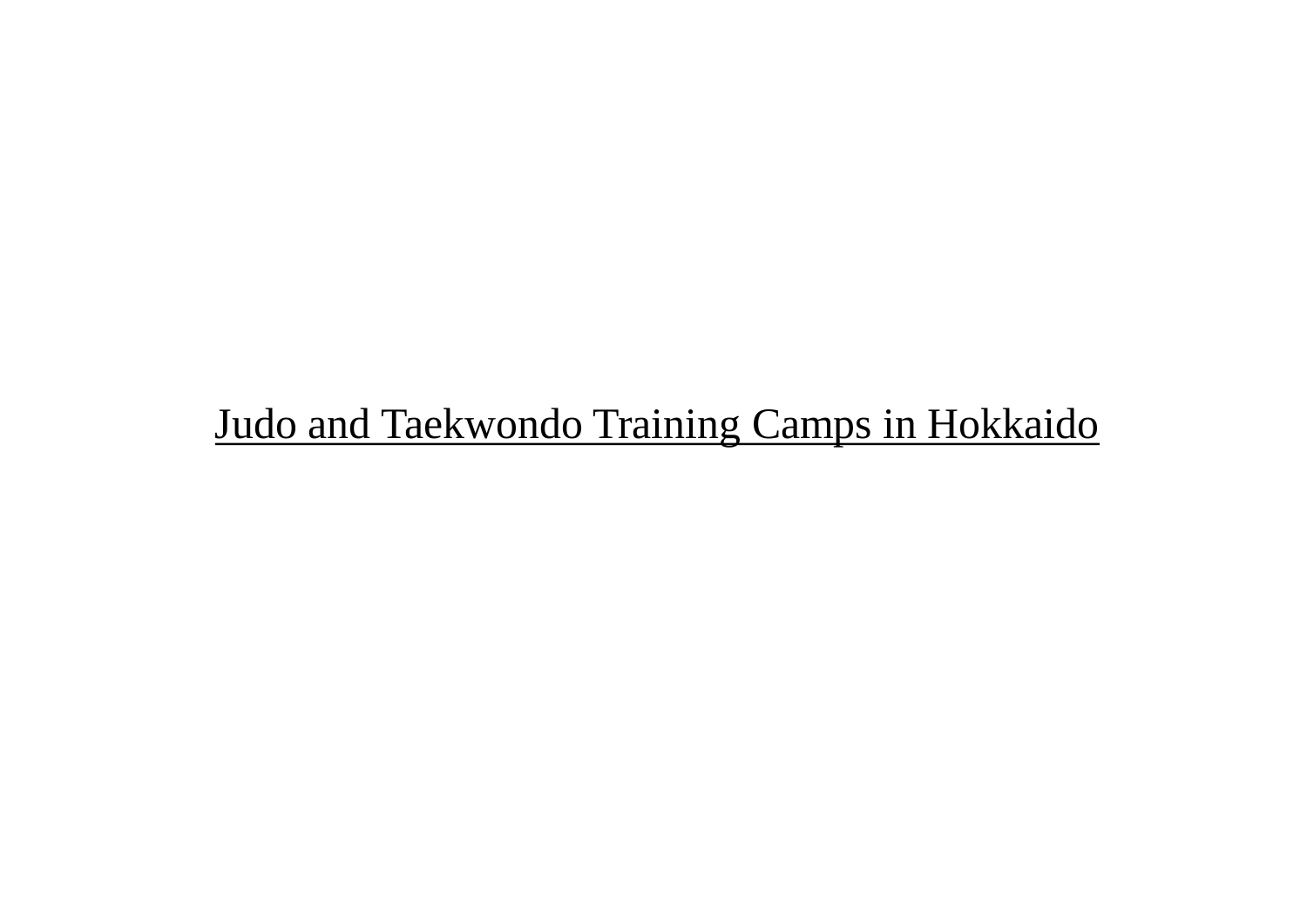# Judo and Taekwondo Training Camps in Hokkaido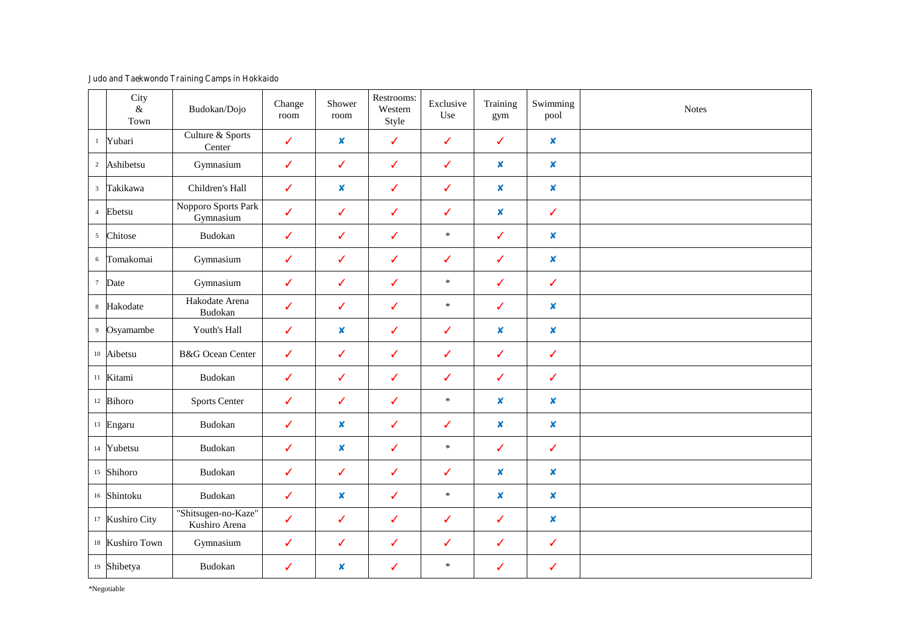Judo and Taekwondo Training Camps in Hokkaido

| | City & Town | Budokan/Dojo | Change room | Shower room | Restrooms: Western Style | Exclusive Use | Training gym | Swimming pool | Notes |
|---|---|---|---|---|---|---|---|---|---|
| 1 | Yubari | Culture & Sports Center | ✓ | ✘ | ✓ | ✓ | ✓ | ✘ | |
| 2 | Ashibetsu | Gymnasium | ✓ | ✓ | ✓ | ✓ | ✘ | ✘ | |
| 3 | Takikawa | Children's Hall | ✓ | ✘ | ✓ | ✓ | ✘ | ✘ | |
| 4 | Ebetsu | Nopporo Sports Park Gymnasium | ✓ | ✓ | ✓ | ✓ | ✘ | ✓ | |
| 5 | Chitose | Budokan | ✓ | ✓ | ✓ | * | ✓ | ✘ | |
| 6 | Tomakomai | Gymnasium | ✓ | ✓ | ✓ | ✓ | ✓ | ✘ | |
| 7 | Date | Gymnasium | ✓ | ✓ | ✓ | * | ✓ | ✓ | |
| 8 | Hakodate | Hakodate Arena Budokan | ✓ | ✓ | ✓ | * | ✓ | ✘ | |
| 9 | Osyamambe | Youth's Hall | ✓ | ✘ | ✓ | ✓ | ✘ | ✘ | |
| 10 | Aibetsu | B&G Ocean Center | ✓ | ✓ | ✓ | ✓ | ✓ | ✓ | |
| 11 | Kitami | Budokan | ✓ | ✓ | ✓ | ✓ | ✓ | ✓ | |
| 12 | Bihoro | Sports Center | ✓ | ✓ | ✓ | * | ✘ | ✘ | |
| 13 | Engaru | Budokan | ✓ | ✘ | ✓ | ✓ | ✘ | ✘ | |
| 14 | Yubetsu | Budokan | ✓ | ✘ | ✓ | * | ✓ | ✓ | |
| 15 | Shihoro | Budokan | ✓ | ✓ | ✓ | ✓ | ✘ | ✘ | |
| 16 | Shintoku | Budokan | ✓ | ✘ | ✓ | * | ✘ | ✘ | |
| 17 | Kushiro City | "Shitsugen-no-Kaze" Kushiro Arena | ✓ | ✓ | ✓ | ✓ | ✓ | ✘ | |
| 18 | Kushiro Town | Gymnasium | ✓ | ✓ | ✓ | ✓ | ✓ | ✓ | |
| 19 | Shibetya | Budokan | ✓ | ✘ | ✓ | * | ✓ | ✓ | |

*Negotiable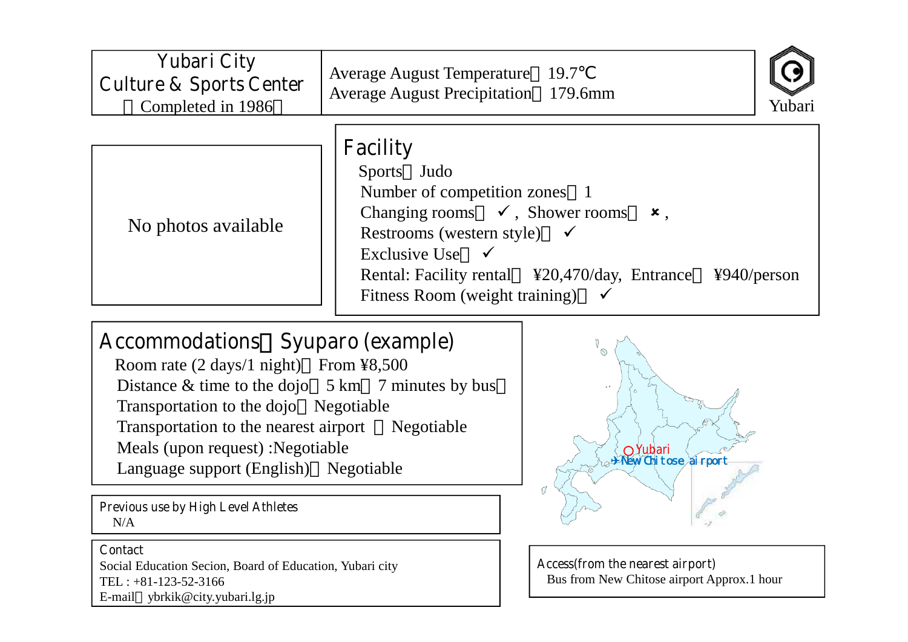# Yubari City Culture & Sports Center

（Completed in 1986）

Average August Temperature：19.7℃
Average August Precipitation：179.6mm

Yubari

No photos available

## Facility

Sports：Judo
Number of competition zones：1
Changing rooms： ✓, Shower rooms： ×,
Restrooms (western style)： ✓
Exclusive Use： ✓
Rental: Facility rental：¥20,470/day, Entrance：¥940/person
Fitness Room (weight training)： ✓

## Accommodations：Syuparo (example)

Room rate (2 days/1 night)：From ¥8,500
Distance & time to the dojo：5 km（7 minutes by bus）
Transportation to the dojo：Negotiable
Transportation to the nearest airport ：Negotiable
Meals (upon request) :Negotiable
Language support (English)：Negotiable

Yubari
New Chitose airport

### Previous use by High Level Athletes

N/A

### Contact

Social Education Secion, Board of Education, Yubari city
TEL : +81-123-52-3166
E-mail：ybrkik@city.yubari.lg.jp

### Access(from the nearest airport)

Bus from New Chitose airport Approx.1 hour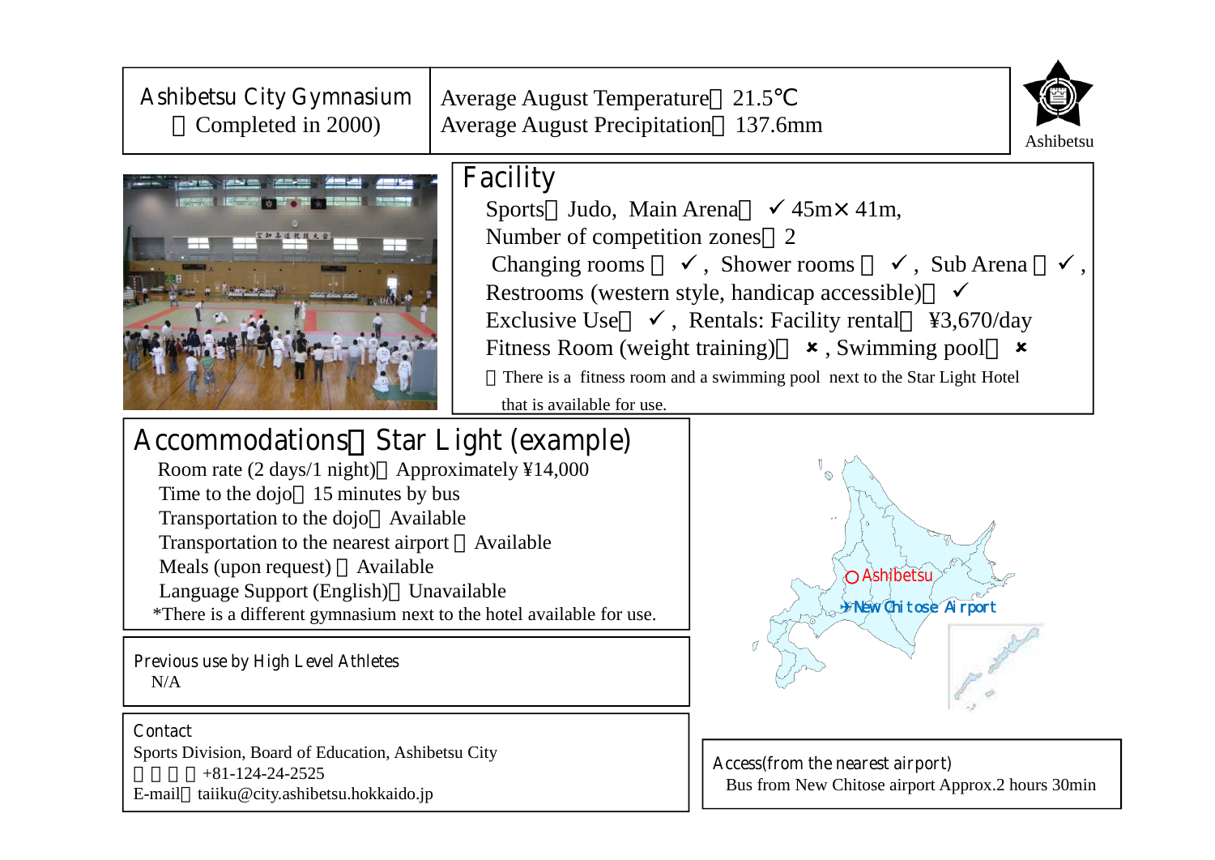Ashibetsu City Gymnasium
（Completed in 2000)

Average August Temperature：21.5℃
Average August Precipitation：137.6mm

Ashibetsu

## Facility

Sports：Judo, Main Arena： ✓ 45m× 41m,
Number of competition zones：2
Changing rooms： ✓, Shower rooms： ✓, Sub Arena： ✓,
Restrooms (western style, handicap accessible)： ✓
Exclusive Use： ✓, Rentals: Facility rental： ¥3,670/day
Fitness Room (weight training)： ✗, Swimming pool： ✗
※There is a fitness room and a swimming pool next to the Star Light Hotel that is available for use.

## Accommodations：Star Light (example)

Room rate (2 days/1 night)：Approximately ¥14,000
Time to the dojo：15 minutes by bus
Transportation to the dojo：Available
Transportation to the nearest airport：Available
Meals (upon request)：Available
Language Support (English)：Unavailable
*There is a different gymnasium next to the hotel available for use.

Ashibetsu
New Chitose Airport

## Previous use by High Level Athletes

N/A

## Contact

Sports Division, Board of Education, Ashibetsu City
：+81-124-24-2525
E-mail：taiiku@city.ashibetsu.hokkaido.jp

## Access(from the nearest airport)

Bus from New Chitose airport Approx.2 hours 30min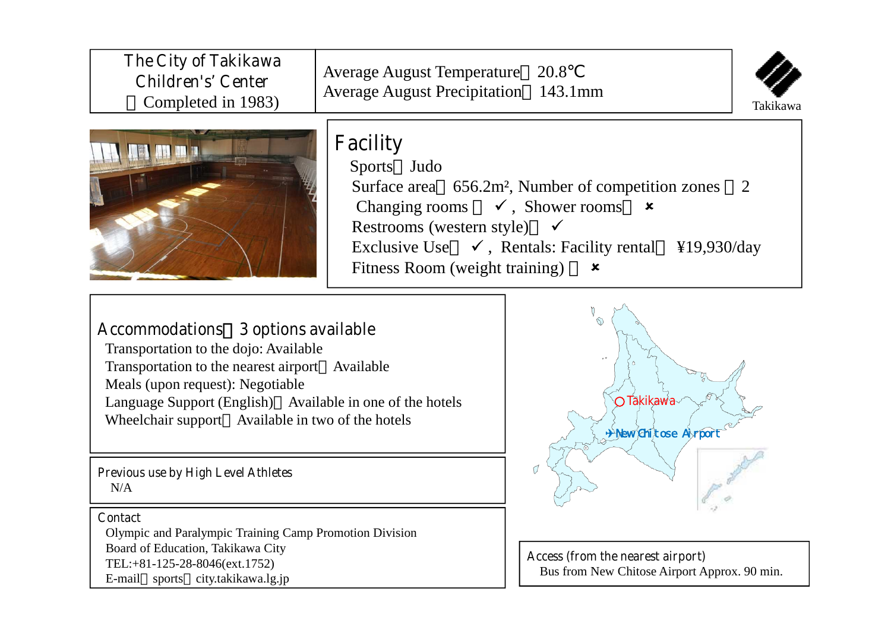# The City of Takikawa Children's Center （Completed in 1983)

Average August Temperature：20.8℃
Average August Precipitation：143.1mm

Takikawa

## Facility

Sports：Judo
Surface area：656.2m², Number of competition zones ：2
Changing rooms ： ✓, Shower rooms： ✗
Restrooms (western style)： ✓
Exclusive Use： ✓, Rentals: Facility rental： ¥19,930/day
Fitness Room (weight training) ： ✗

## Accommodations：3 options available

Transportation to the dojo: Available
Transportation to the nearest airport：Available
Meals (upon request): Negotiable
Language Support (English)：Available in one of the hotels
Wheelchair support：Available in two of the hotels

## Previous use by High Level Athletes

N/A

## Contact

Olympic and Paralympic Training Camp Promotion Division
Board of Education, Takikawa City
TEL:+81-125-28-8046(ext.1752)
E-mail：sports＠city.takikawa.lg.jp

Takikawa
New Chitose Airport

## Access (from the nearest airport)

Bus from New Chitose Airport Approx. 90 min.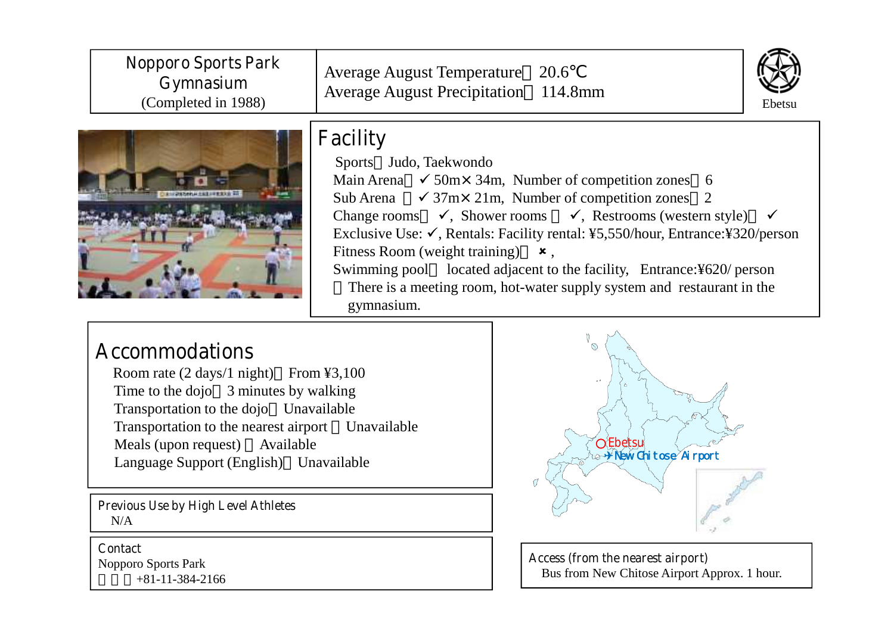# Nopporo Sports Park Gymnasium
(Completed in 1988)

Average August Temperature：20.6℃
Average August Precipitation：114.8mm

Ebetsu

## Facility

Sports：Judo, Taekwondo
Main Arena：✓ 50m× 34m, Number of competition zones：6
Sub Arena ：✓ 37m× 21m, Number of competition zones：2
Change rooms： ✓, Shower rooms ： ✓, Restrooms (western style)： ✓
Exclusive Use: ✓, Rentals: Facility rental: ¥5,550/hour, Entrance:¥320/person
Fitness Room (weight training)： ✘,
Swimming pool： located adjacent to the facility, Entrance:¥620/ person
※There is a meeting room, hot-water supply system and restaurant in the gymnasium.

## Accommodations

Room rate (2 days/1 night)：From ¥3,100
Time to the dojo：3 minutes by walking
Transportation to the dojo：Unavailable
Transportation to the nearest airport ：Unavailable
Meals (upon request) ：Available
Language Support (English)：Unavailable

Ebetsu
✈New Chitose Airport

### Previous Use by High Level Athletes

N/A

### Contact

Nopporo Sports Park
+81-11-384-2166

### Access (from the nearest airport)

Bus from New Chitose Airport Approx. 1 hour.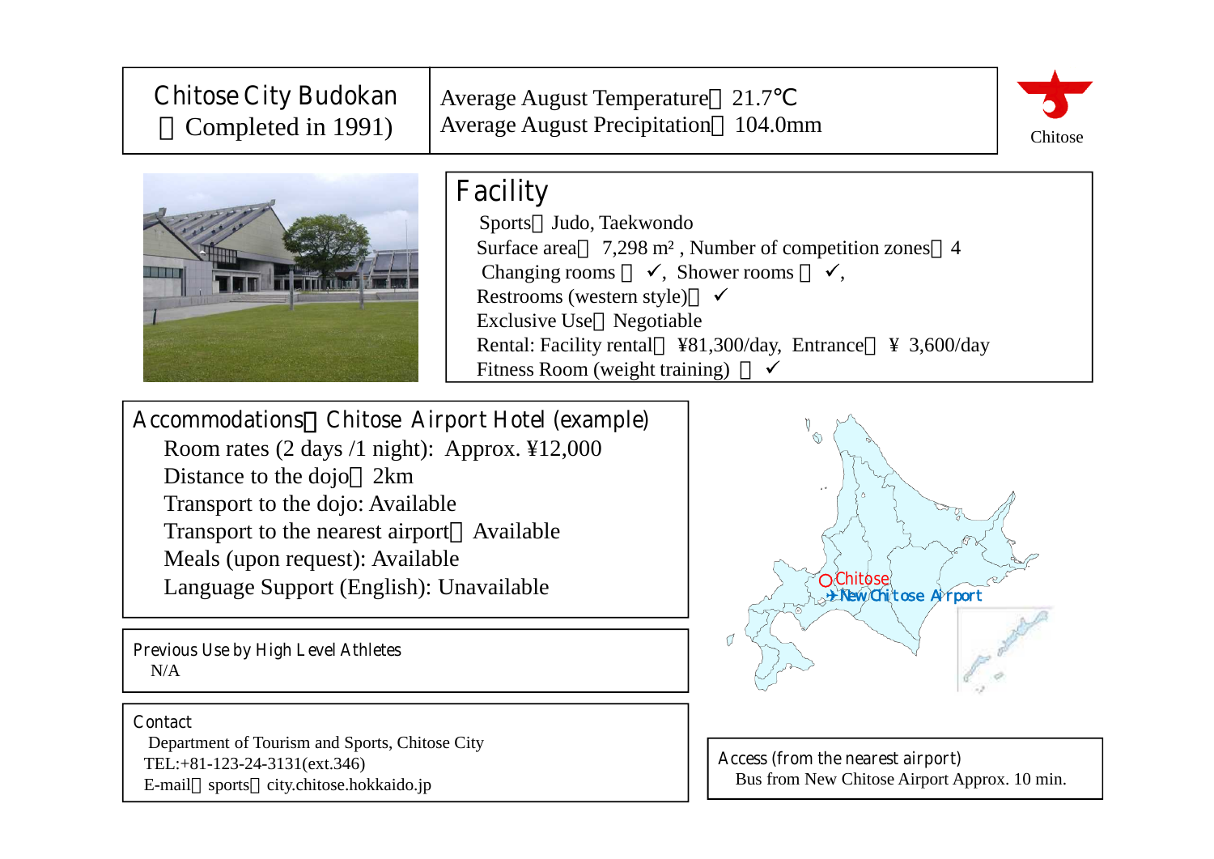# Chitose City Budokan
（Completed in 1991)

Average August Temperature：21.7℃
Average August Precipitation：104.0mm

Chitose

## Facility

Sports：Judo, Taekwondo
Surface area： 7,298 m², Number of competition zones：4
Changing rooms ： ✓, Shower rooms ： ✓,
Restrooms (western style)： ✓
Exclusive Use：Negotiable
Rental: Facility rental： ¥81,300/day, Entrance： ¥ 3,600/day
Fitness Room (weight training) ： ✓

## Accommodations：Chitose Airport Hotel (example)

Room rates (2 days /1 night): Approx. ¥12,000
Distance to the dojo：2km
Transport to the dojo: Available
Transport to the nearest airport：Available
Meals (upon request): Available
Language Support (English): Unavailable

## Previous Use by High Level Athletes

N/A

## Contact

Department of Tourism and Sports, Chitose City
TEL:+81-123-24-3131(ext.346)
E-mail：sports＠city.chitose.hokkaido.jp

Chitose
New Chitose Airport

## Access (from the nearest airport)

Bus from New Chitose Airport Approx. 10 min.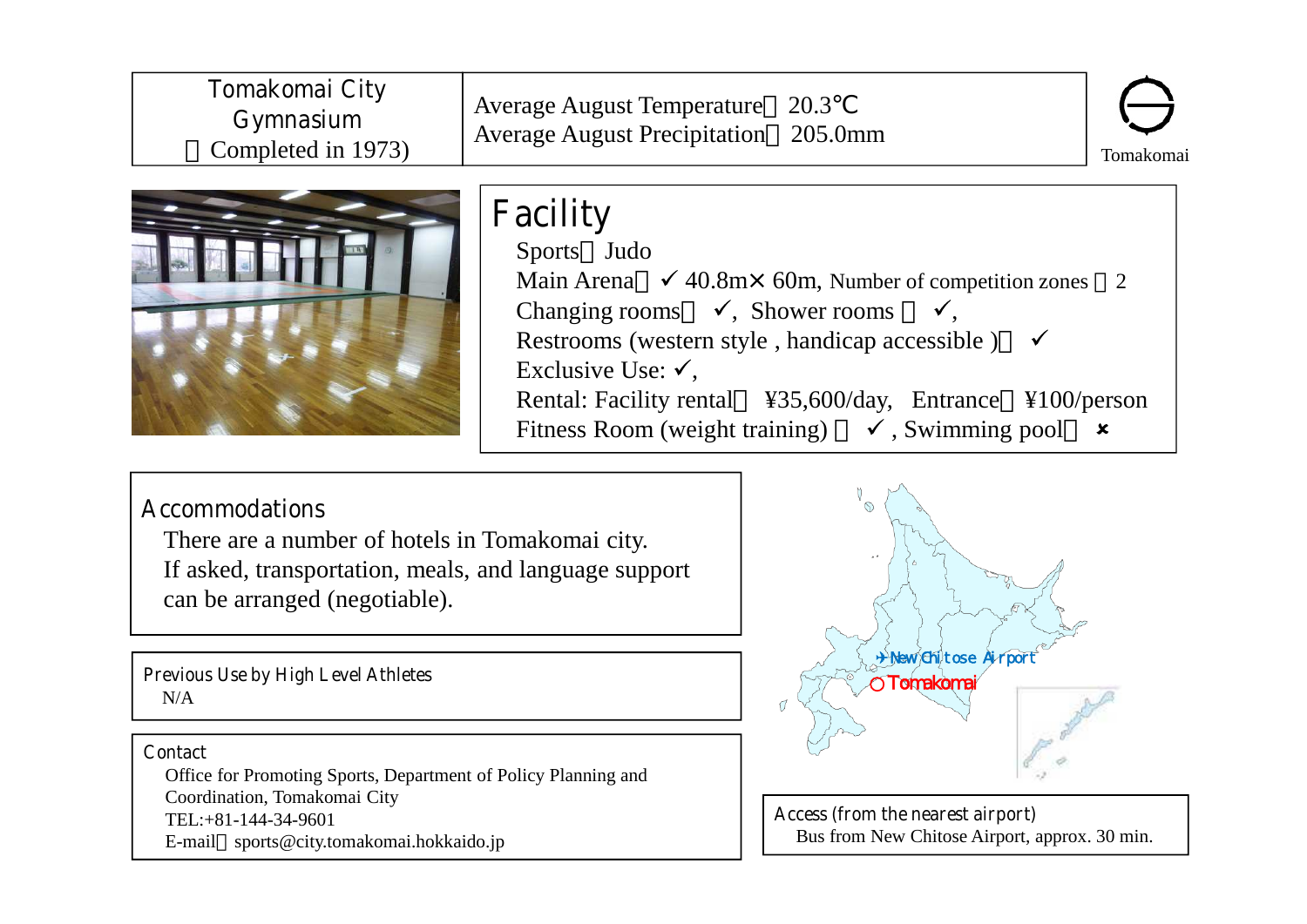| Tomakomai City Gymnasium (Completed in 1973) | Average August Temperature：20.3℃<br>Average August Precipitation：205.0mm |
|---|---|

Tomakomai

## Facility

Sports：Judo
Main Arena：✓ 40.8m× 60m, Number of competition zones：2
Changing rooms：✓, Shower rooms：✓,
Restrooms (western style , handicap accessible )：✓
Exclusive Use: ✓,
Rental: Facility rental：¥35,600/day, Entrance：¥100/person
Fitness Room (weight training)：✓ , Swimming pool：×

## Accommodations

There are a number of hotels in Tomakomai city.
If asked, transportation, meals, and language support can be arranged (negotiable).

## Previous Use by High Level Athletes

N/A

## Contact

Office for Promoting Sports, Department of Policy Planning and Coordination, Tomakomai City
TEL:+81-144-34-9601
E-mail：sports@city.tomakomai.hokkaido.jp

New Chitose Airport
Tomakomai

## Access (from the nearest airport)

Bus from New Chitose Airport, approx. 30 min.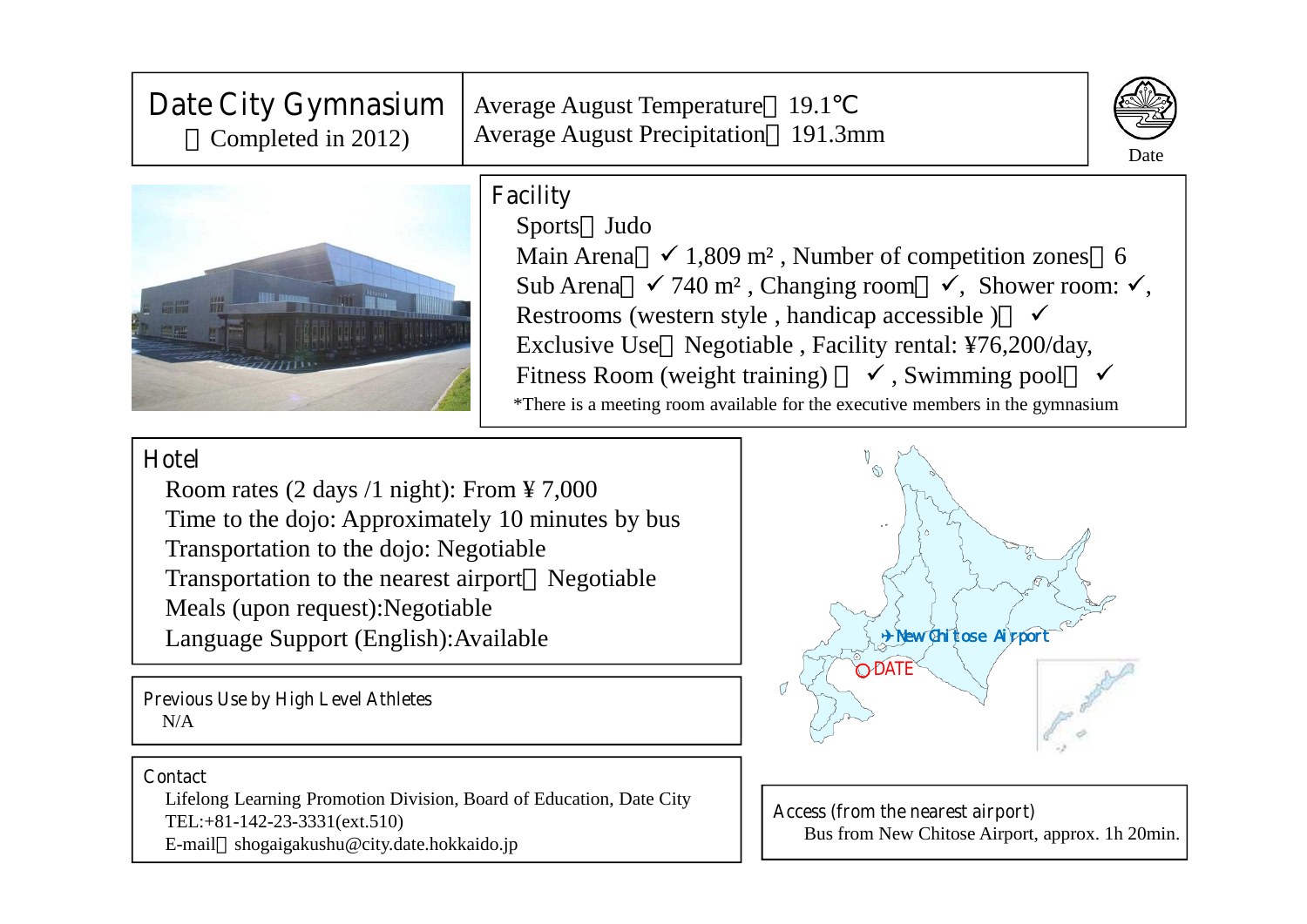# Date City Gymnasium

（Completed in 2012)

Average August Temperature：19.1℃
Average August Precipitation：191.3mm

Date

## Facility

Sports：Judo
Main Arena：✓ 1,809 m² , Number of competition zones：6
Sub Arena：✓ 740 m² , Changing room：✓, Shower room: ✓,
Restrooms (western style , handicap accessible )： ✓
Exclusive Use：Negotiable , Facility rental: ¥76,200/day,
Fitness Room (weight training) ： ✓ , Swimming pool： ✓
*There is a meeting room available for the executive members in the gymnasium

## Hotel

Room rates (2 days /1 night): From ¥ 7,000
Time to the dojo: Approximately 10 minutes by bus
Transportation to the dojo: Negotiable
Transportation to the nearest airport：Negotiable
Meals (upon request):Negotiable
Language Support (English):Available

New Chitose Airport
DATE

## Previous Use by High Level Athletes

N/A

## Contact

Lifelong Learning Promotion Division, Board of Education, Date City
TEL:+81-142-23-3331(ext.510)
E-mail：shogaigakushu@city.date.hokkaido.jp

## Access (from the nearest airport)

Bus from New Chitose Airport, approx. 1h 20min.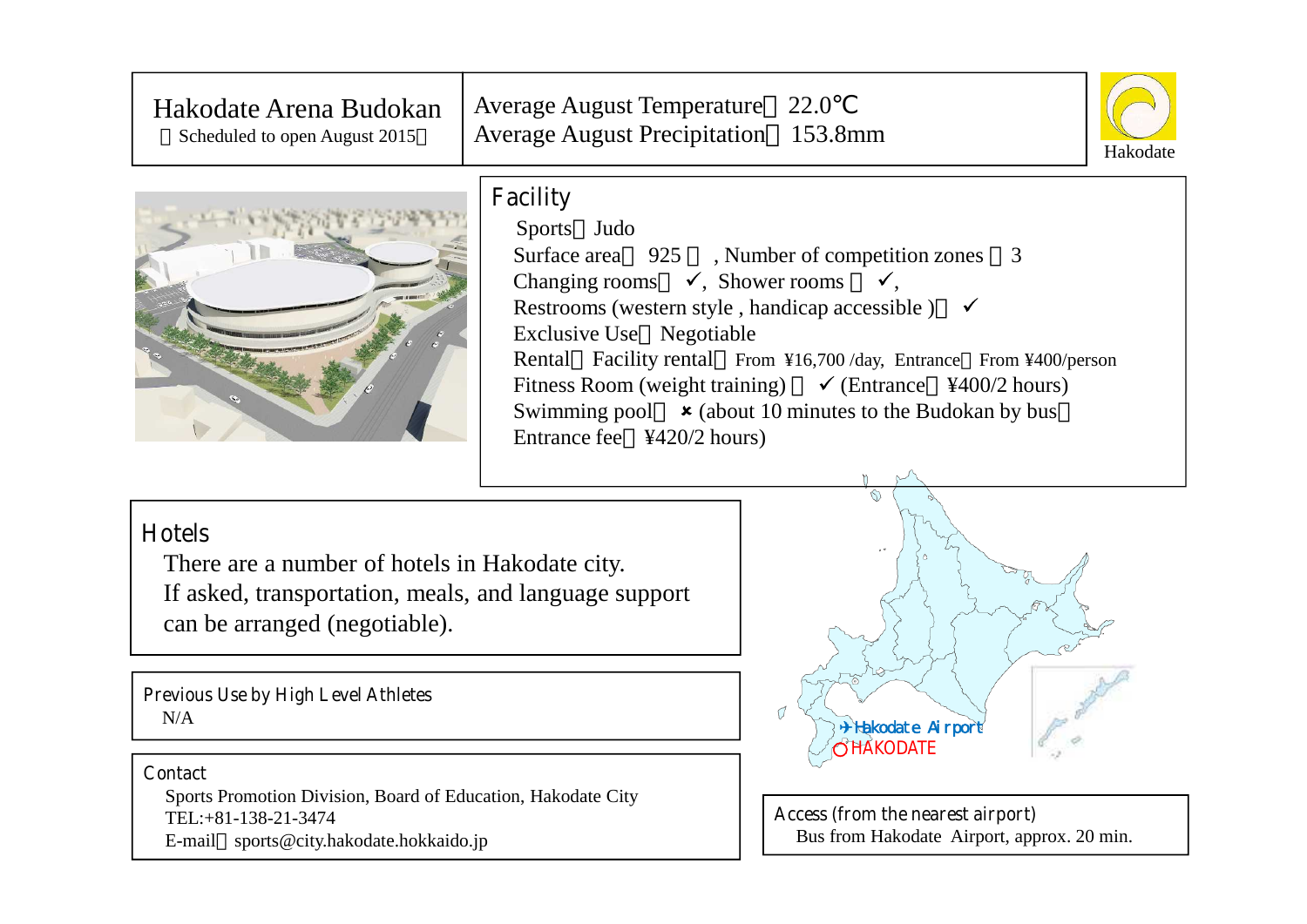# Hakodate Arena Budokan

（Scheduled to open August 2015）

Average August Temperature：22.0℃
Average August Precipitation：153.8mm

Hakodate

## Facility

Sports：Judo
Surface area： 925 ㎡ , Number of competition zones ：3
Changing rooms： ✓, Shower rooms ： ✓,
Restrooms (western style , handicap accessible )： ✓
Exclusive Use：Negotiable
Rental：Facility rental：From ¥16,700 /day, Entrance：From ¥400/person
Fitness Room (weight training) ： ✓ (Entrance：¥400/2 hours)
Swimming pool： ✖ (about 10 minutes to the Budokan by bus，
Entrance fee：¥420/2 hours)

## Hotels

There are a number of hotels in Hakodate city.
If asked, transportation, meals, and language support can be arranged (negotiable).

## Previous Use by High Level Athletes

N/A

## Contact

Sports Promotion Division, Board of Education, Hakodate City
TEL:+81-138-21-3474
E-mail：sports@city.hakodate.hokkaido.jp

✈Hakodate Airport
◯HAKODATE

## Access (from the nearest airport)

Bus from Hakodate Airport, approx. 20 min.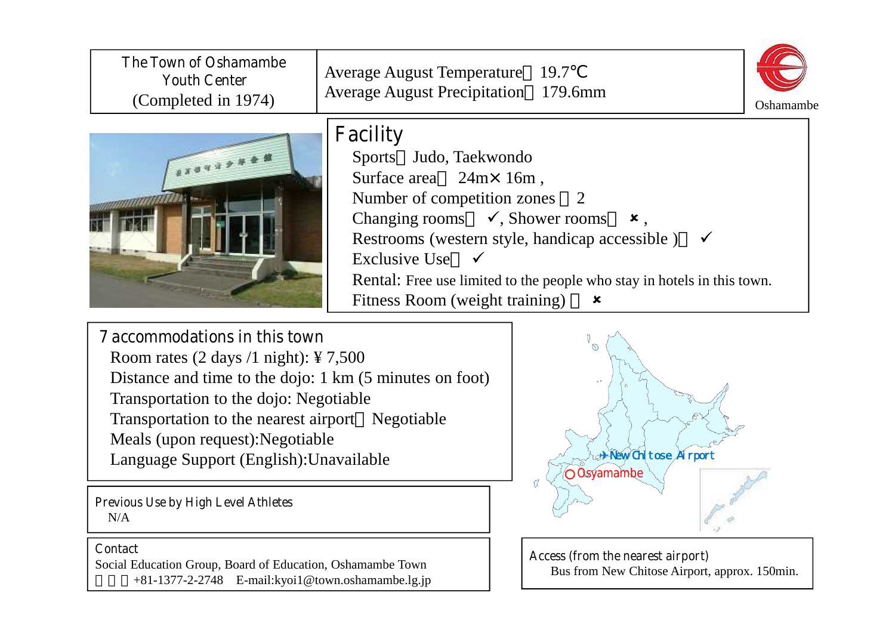The Town of Oshamambe Youth Center
(Completed in 1974)

Average August Temperature：19.7℃
Average August Precipitation：179.6mm

Oshamambe

## Facility

Sports：Judo, Taekwondo
Surface area： 24m× 16m ,
Number of competition zones ：2
Changing rooms： ✓, Shower rooms： ✗ ,
Restrooms (western style, handicap accessible )： ✓
Exclusive Use： ✓
Rental: Free use limited to the people who stay in hotels in this town.
Fitness Room (weight training) ： ✗

## 7 accommodations in this town

Room rates (2 days /1 night): ¥ 7,500
Distance and time to the dojo: 1 km (5 minutes on foot)
Transportation to the dojo: Negotiable
Transportation to the nearest airport：Negotiable
Meals (upon request):Negotiable
Language Support (English):Unavailable

New Chitose Airport
Osyamambe

## Previous Use by High Level Athletes

N/A

## Contact

Social Education Group, Board of Education, Oshamambe Town
TEL：+81-1377-2-2748 E-mail:kyoi1@town.oshamambe.lg.jp

## Access (from the nearest airport)

Bus from New Chitose Airport, approx. 150min.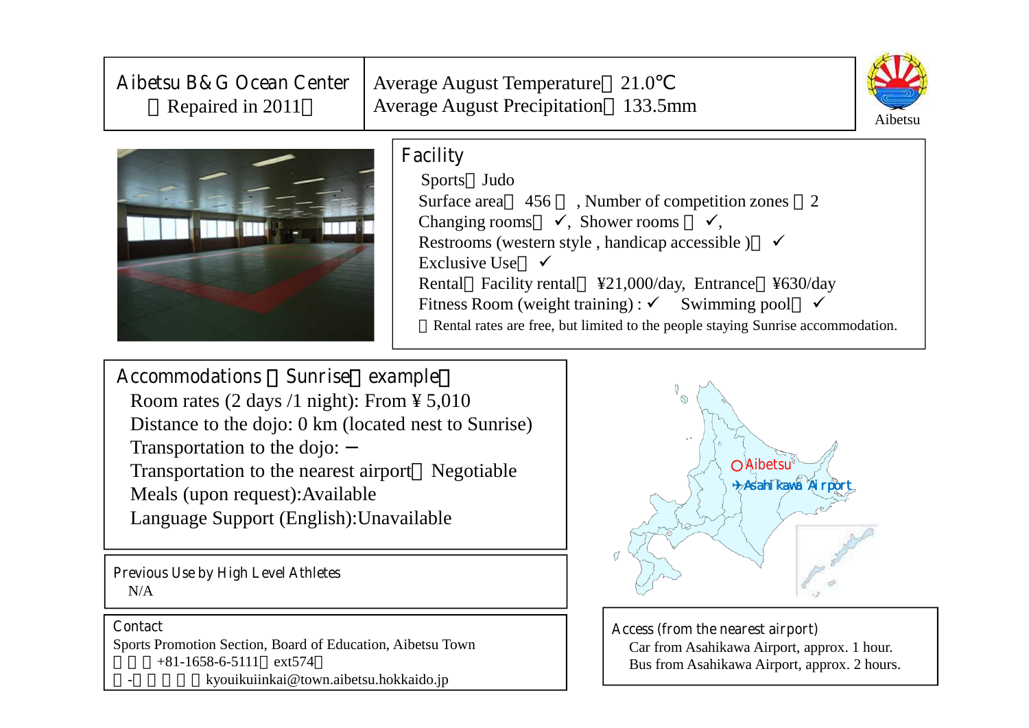## Aibetsu B&G Ocean Center
（Repaired in 2011）

Average August Temperature：21.0℃
Average August Precipitation：133.5mm

Aibetsu

### Facility

Sports：Judo
Surface area：456㎡, Number of competition zones：2
Changing rooms：✓, Shower rooms：✓,
Restrooms (western style , handicap accessible )：✓
Exclusive Use：✓
Rental：Facility rental：¥21,000/day, Entrance：¥630/day
Fitness Room (weight training) : ✓　Swimming pool：✓
※Rental rates are free, but limited to the people staying Sunrise accommodation.

### Accommodations （Sunrise　example）

Room rates (2 days /1 night): From ¥ 5,010
Distance to the dojo: 0 km (located nest to Sunrise)
Transportation to the dojo: ー
Transportation to the nearest airport：Negotiable
Meals (upon request):Available
Language Support (English):Unavailable

### Previous Use by High Level Athletes

N/A

### Contact

Sports Promotion Section, Board of Education, Aibetsu Town
TEL：+81-1658-6-5111（ext574）
E-mail：kyouikuiinkai@town.aibetsu.hokkaido.jp

Aibetsu
Asahikawa Airport

### Access (from the nearest airport)

Car from Asahikawa Airport, approx. 1 hour.
Bus from Asahikawa Airport, approx. 2 hours.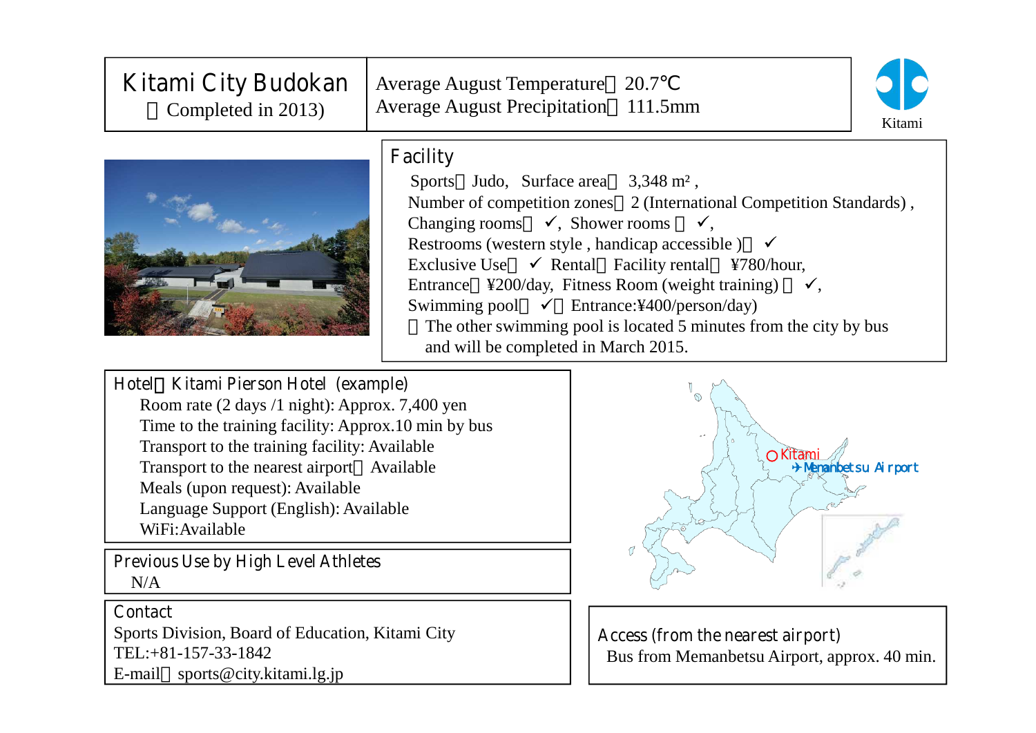# Kitami City Budokan

（Completed in 2013)

Average August Temperature：20.7℃
Average August Precipitation：111.5mm

Kitami

## Facility

Sports：Judo, Surface area： 3,348 m², 
Number of competition zones：2 (International Competition Standards) ,
Changing rooms： ✓, Shower rooms ： ✓,
Restrooms (western style , handicap accessible )： ✓
Exclusive Use： ✓ Rental（Facility rental： ¥780/hour,
Entrance：¥200/day, Fitness Room (weight training) ： ✓,
Swimming pool： ✓（Entrance:¥400/person/day)
※The other swimming pool is located 5 minutes from the city by bus and will be completed in March 2015.

## Hotel：Kitami Pierson Hotel (example)

Room rate (2 days /1 night): Approx. 7,400 yen
Time to the training facility: Approx.10 min by bus
Transport to the training facility: Available
Transport to the nearest airport： Available
Meals (upon request): Available
Language Support (English): Available
WiFi:Available

## Previous Use by High Level Athletes

N/A

## Contact

Sports Division, Board of Education, Kitami City
TEL:+81-157-33-1842
E-mail：sports@city.kitami.lg.jp

Kitami
Memanbetsu Airport

## Access (from the nearest airport)

Bus from Memanbetsu Airport, approx. 40 min.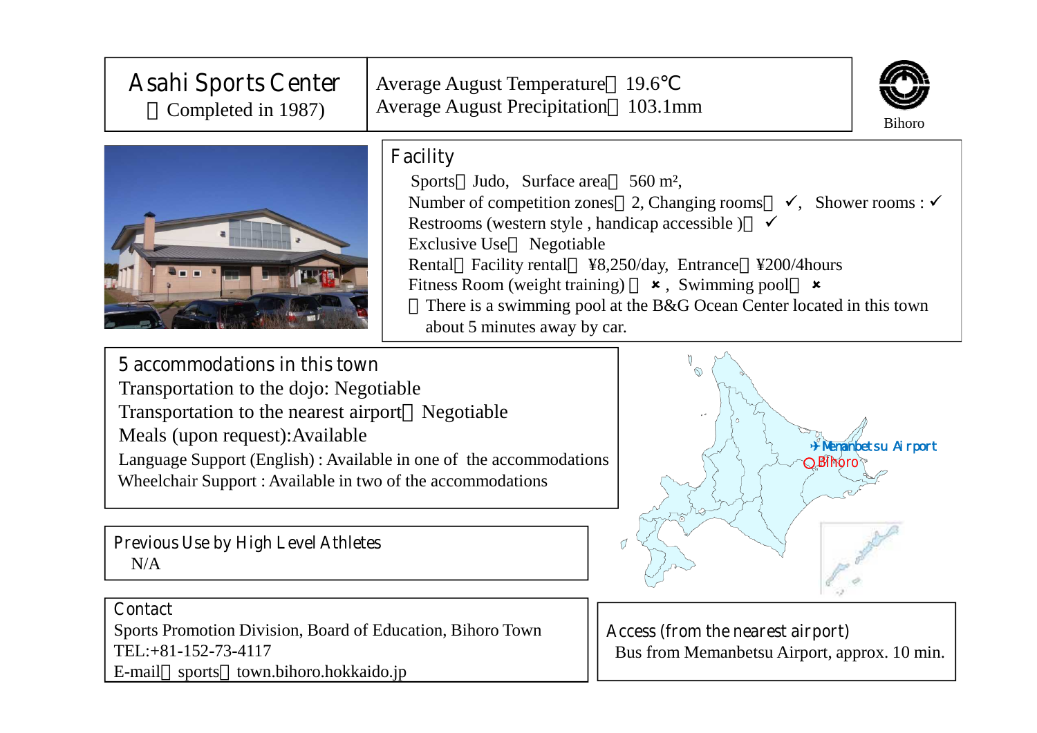## Asahi Sports Center

（Completed in 1987)

Average August Temperature：19.6℃
Average August Precipitation：103.1mm

Bihoro

### Facility

Sports：Judo, Surface area：560 m²,
Number of competition zones：2, Changing rooms：✓, Shower rooms : ✓
Restrooms (western style , handicap accessible )：✓
Exclusive Use：Negotiable
Rental：Facility rental：¥8,250/day, Entrance：¥200/4hours
Fitness Room (weight training) ：✗, Swimming pool：✗
※There is a swimming pool at the B&G Ocean Center located in this town about 5 minutes away by car.

### 5 accommodations in this town

Transportation to the dojo: Negotiable
Transportation to the nearest airport：Negotiable
Meals (upon request):Available
Language Support (English) : Available in one of the accommodations
Wheelchair Support : Available in two of the accommodations

Memanbetsu Airport
Bihoro

### Previous Use by High Level Athletes

N/A

### Contact

Sports Promotion Division, Board of Education, Bihoro Town
TEL:+81-152-73-4117
E-mail：sports＠town.bihoro.hokkaido.jp

### Access (from the nearest airport)

Bus from Memanbetsu Airport, approx. 10 min.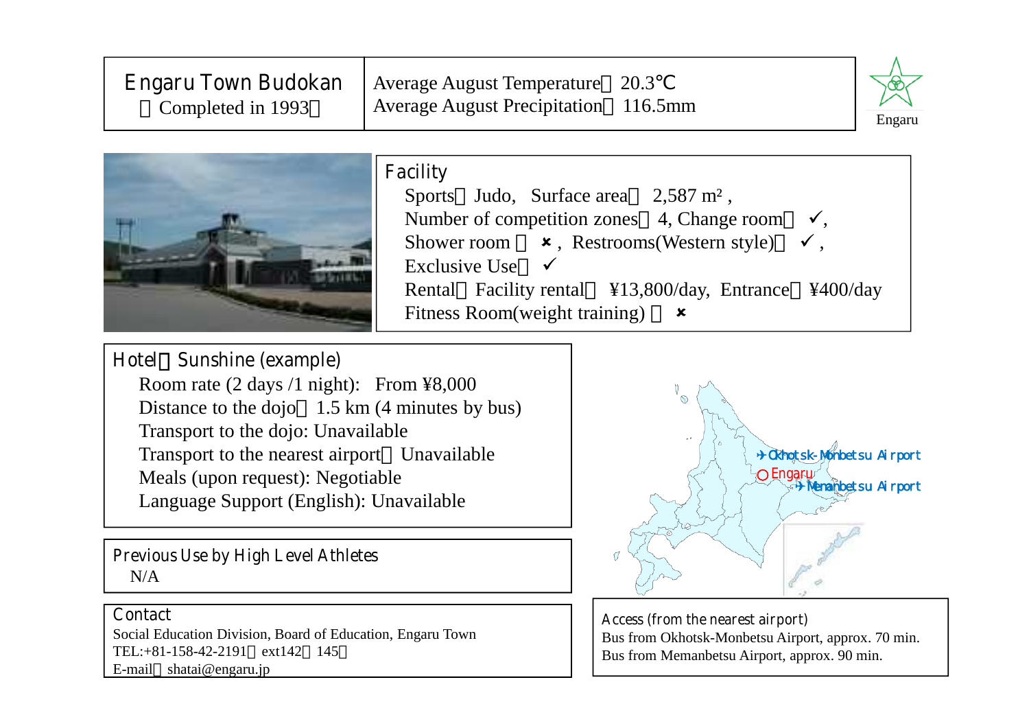# Engaru Town Budokan

（Completed in 1993）

Average August Temperature：20.3℃
Average August Precipitation：116.5mm

Engaru

## Facility

Sports：Judo, Surface area：2,587 m², 
Number of competition zones：4, Change room：✓,
Shower room：✗, Restrooms(Western style)：✓,
Exclusive Use：✓
Rental：Facility rental：¥13,800/day, Entrance：¥400/day
Fitness Room(weight training)：✗

## Hotel：Sunshine (example)

Room rate (2 days /1 night): From ¥8,000
Distance to the dojo：1.5 km (4 minutes by bus)
Transport to the dojo: Unavailable
Transport to the nearest airport：Unavailable
Meals (upon request): Negotiable
Language Support (English): Unavailable

## Previous Use by High Level Athletes

N/A

## Contact

Social Education Division, Board of Education, Engaru Town
TEL:+81-158-42-2191（ext142，145）
E-mail：shatai@engaru.jp

✈Okhotsk-Monbetsu Airport
○Engaru
✈Memanbetsu Airport

## Access (from the nearest airport)

Bus from Okhotsk-Monbetsu Airport, approx. 70 min.
Bus from Memanbetsu Airport, approx. 90 min.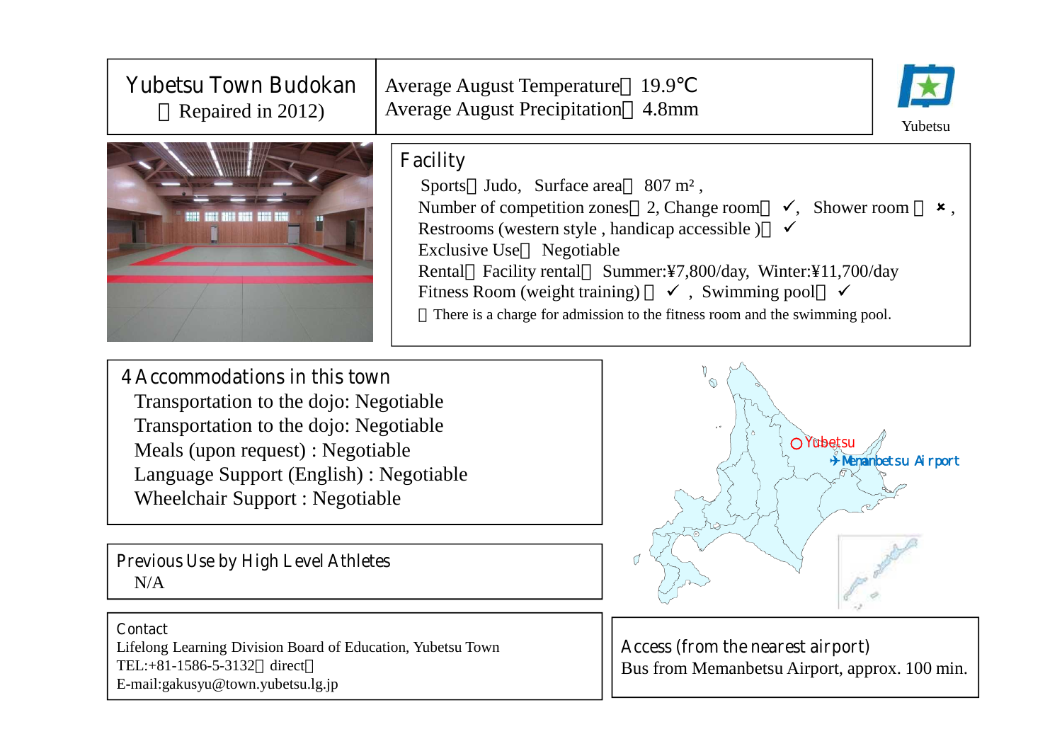# Yubetsu Town Budokan

（Repaired in 2012)

Average August Temperature：19.9℃
Average August Precipitation：4.8mm

Yubetsu

## Facility

Sports：Judo, Surface area：807 m², 
Number of competition zones：2, Change room：✓, Shower room：✗, 
Restrooms (western style , handicap accessible )：✓
Exclusive Use：Negotiable
Rental：Facility rental：Summer:¥7,800/day, Winter:¥11,700/day
Fitness Room (weight training)：✓, Swimming pool：✓
※There is a charge for admission to the fitness room and the swimming pool.

## 4 Accommodations in this town

Transportation to the dojo: Negotiable
Transportation to the dojo: Negotiable
Meals (upon request) : Negotiable
Language Support (English) : Negotiable
Wheelchair Support : Negotiable

## Previous Use by High Level Athletes

N/A

## Contact

Lifelong Learning Division Board of Education, Yubetsu Town
TEL:+81-1586-5-3132（direct）
E-mail:gakusyu@town.yubetsu.lg.jp

Yubetsu
Memanbetsu Airport

## Access (from the nearest airport)

Bus from Memanbetsu Airport, approx. 100 min.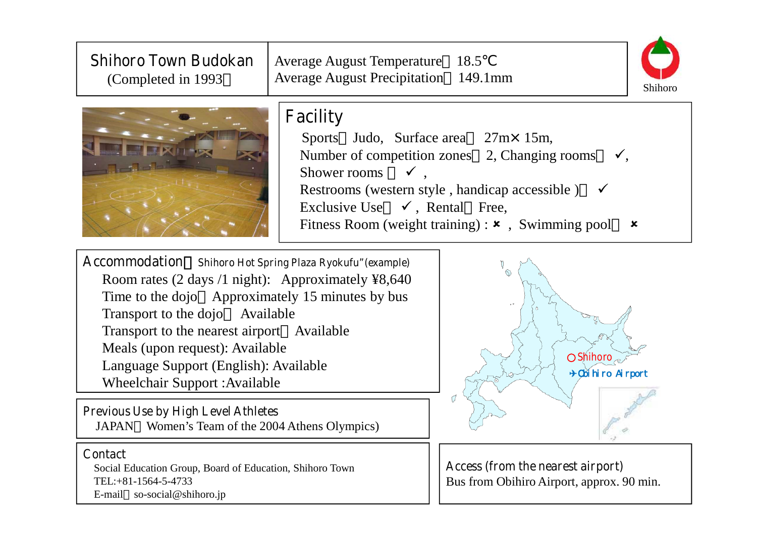# Shihoro Town Budokan

(Completed in 1993）

Average August Temperature：18.5℃
Average August Precipitation：149.1mm

Shihoro

## Facility

Sports：Judo, Surface area：27m× 15m,
Number of competition zones：2, Changing rooms：✓,
Shower rooms ：✓ ,
Restrooms (western style , handicap accessible )：✓
Exclusive Use：✓ , Rental：Free,
Fitness Room (weight training) : ✗ , Swimming pool：✗

## Accommodation：Shihoro Hot Spring Plaza Ryokufu" (example)

Room rates (2 days /1 night): Approximately ¥8,640
Time to the dojo：Approximately 15 minutes by bus
Transport to the dojo：Available
Transport to the nearest airport：Available
Meals (upon request): Available
Language Support (English): Available
Wheelchair Support :Available

○Shihoro
✈Obihiro Airport

## Previous Use by High Level Athletes

JAPAN（Women's Team of the 2004 Athens Olympics)

## Contact

Social Education Group, Board of Education, Shihoro Town
TEL:+81-1564-5-4733
E-mail：so-social@shihoro.jp

## Access (from the nearest airport)

Bus from Obihiro Airport, approx. 90 min.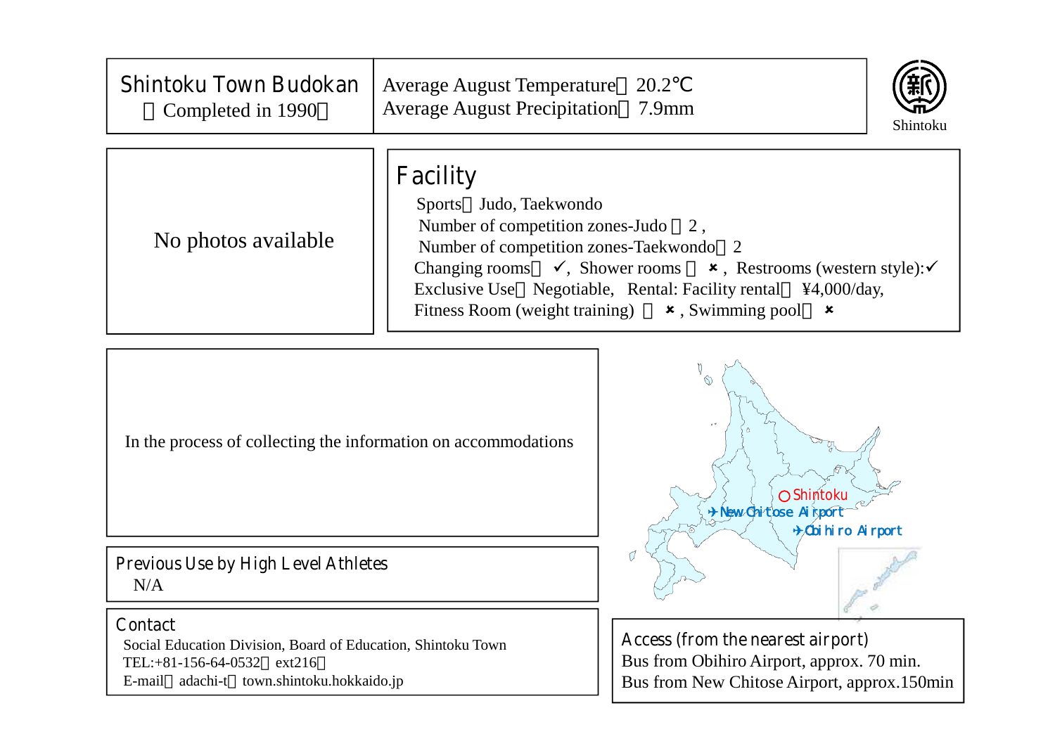# Shintoku Town Budokan

（Completed in 1990）

Average August Temperature：20.2℃
Average August Precipitation：7.9mm

Shintoku

No photos available

## Facility

Sports：Judo, Taekwondo
Number of competition zones-Judo ：2 ,
Number of competition zones-Taekwondo：2
Changing rooms： ✓, Shower rooms ： ×, Restrooms (western style):✓
Exclusive Use：Negotiable, Rental: Facility rental： ¥4,000/day,
Fitness Room (weight training) ： ×, Swimming pool： ×

In the process of collecting the information on accommodations

○Shintoku
✈New Chitose Airport
✈Obihiro Airport

## Previous Use by High Level Athletes

N/A

## Contact

Social Education Division, Board of Education, Shintoku Town
TEL:+81-156-64-0532（ext216）
E-mail：adachi-t＠town.shintoku.hokkaido.jp

## Access (from the nearest airport)

Bus from Obihiro Airport, approx. 70 min.
Bus from New Chitose Airport, approx.150min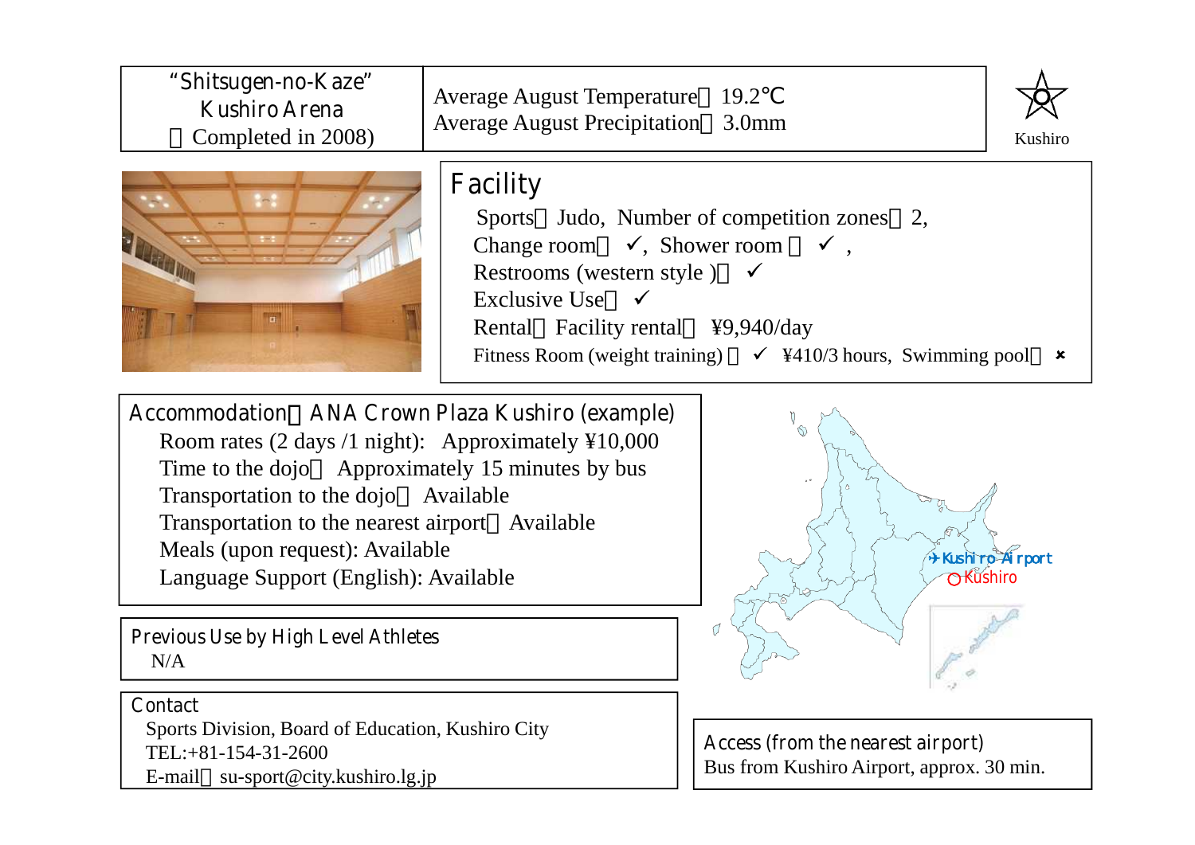"Shitsugen-no-Kaze" Kushiro Arena
（Completed in 2008)

Average August Temperature：19.2℃
Average August Precipitation：3.0mm

Kushiro

## Facility

Sports：Judo, Number of competition zones：2,
Change room：✓, Shower room：✓,
Restrooms (western style )：✓
Exclusive Use：✓
Rental：Facility rental：¥9,940/day
Fitness Room (weight training)：✓ ¥410/3 hours, Swimming pool：×

## Accommodation：ANA Crown Plaza Kushiro (example)

Room rates (2 days /1 night): Approximately ¥10,000
Time to the dojo：Approximately 15 minutes by bus
Transportation to the dojo：Available
Transportation to the nearest airport：Available
Meals (upon request): Available
Language Support (English): Available

Kushiro Airport
Kushiro

## Previous Use by High Level Athletes

N/A

## Contact

Sports Division, Board of Education, Kushiro City
TEL:+81-154-31-2600
E-mail：su-sport@city.kushiro.lg.jp

## Access (from the nearest airport)

Bus from Kushiro Airport, approx. 30 min.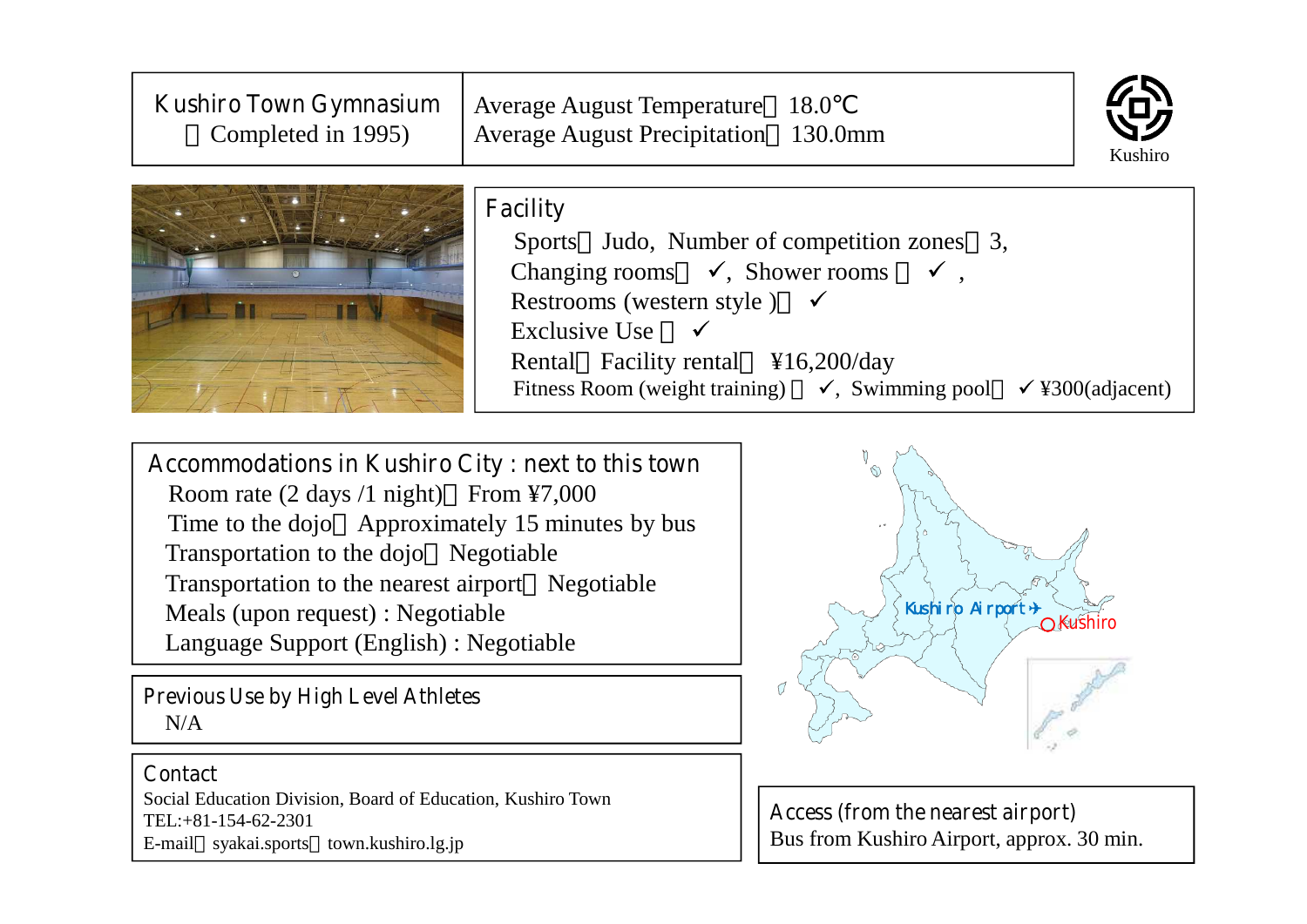## Kushiro Town Gymnasium
（Completed in 1995)

Average August Temperature：18.0℃
Average August Precipitation：130.0mm

Kushiro

### Facility

Sports：Judo, Number of competition zones：3,
Changing rooms：✓, Shower rooms：✓,
Restrooms (western style )：✓
Exclusive Use：✓
Rental：Facility rental：¥16,200/day
Fitness Room (weight training)：✓, Swimming pool：✓ ¥300(adjacent)

### Accommodations in Kushiro City : next to this town

Room rate (2 days /1 night)：From ¥7,000
Time to the dojo：Approximately 15 minutes by bus
Transportation to the dojo：Negotiable
Transportation to the nearest airport：Negotiable
Meals (upon request) : Negotiable
Language Support (English) : Negotiable

Kushiro Airport
Kushiro

### Previous Use by High Level Athletes

N/A

### Contact

Social Education Division, Board of Education, Kushiro Town
TEL:+81-154-62-2301
E-mail：syakai.sports＠town.kushiro.lg.jp

### Access (from the nearest airport)

Bus from Kushiro Airport, approx. 30 min.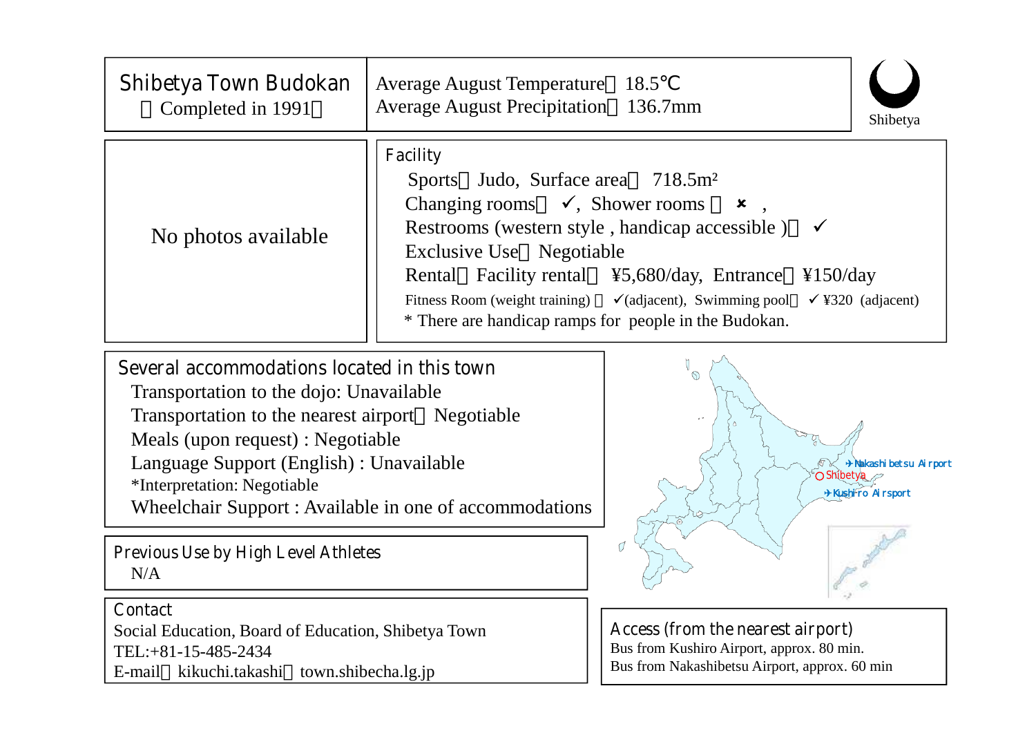# Shibetya Town Budokan

（Completed in 1991）

Average August Temperature：18.5℃
Average August Precipitation：136.7mm

Shibetya

No photos available

## Facility

Sports：Judo, Surface area： 718.5m²
Changing rooms： ✓, Shower rooms ： ✘ ,
Restrooms (western style , handicap accessible )： ✓
Exclusive Use：Negotiable
Rental：Facility rental： ¥5,680/day, Entrance：¥150/day
Fitness Room (weight training) ： ✓(adjacent), Swimming pool： ✓ ¥320 (adjacent)
* There are handicap ramps for people in the Budokan.

## Several accommodations located in this town

Transportation to the dojo: Unavailable
Transportation to the nearest airport：Negotiable
Meals (upon request) : Negotiable
Language Support (English) : Unavailable
*Interpretation: Negotiable
Wheelchair Support : Available in one of accommodations

Nakashibetsu Airport
Shibetya
Kushiro Airport

## Previous Use by High Level Athletes

N/A

## Contact

Social Education, Board of Education, Shibetya Town
TEL:+81-15-485-2434
E-mail：kikuchi.takashi＠town.shibecha.lg.jp

## Access (from the nearest airport)

Bus from Kushiro Airport, approx. 80 min.
Bus from Nakashibetsu Airport, approx. 60 min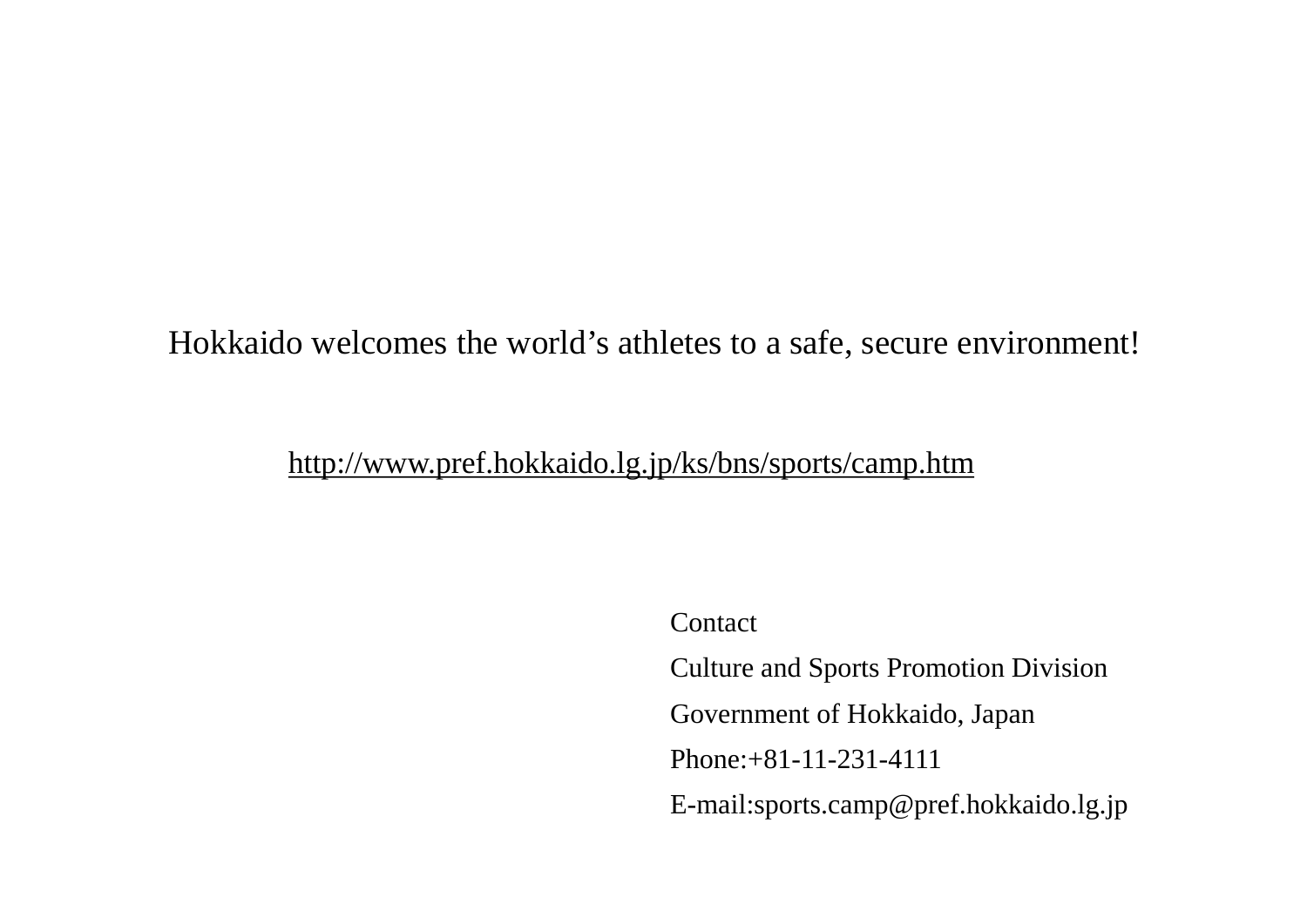Hokkaido welcomes the world’s athletes to a safe, secure environment!

http://www.pref.hokkaido.lg.jp/ks/bns/sports/camp.htm

Contact
Culture and Sports Promotion Division
Government of Hokkaido, Japan
Phone:+81-11-231-4111
E-mail:sports.camp@pref.hokkaido.lg.jp